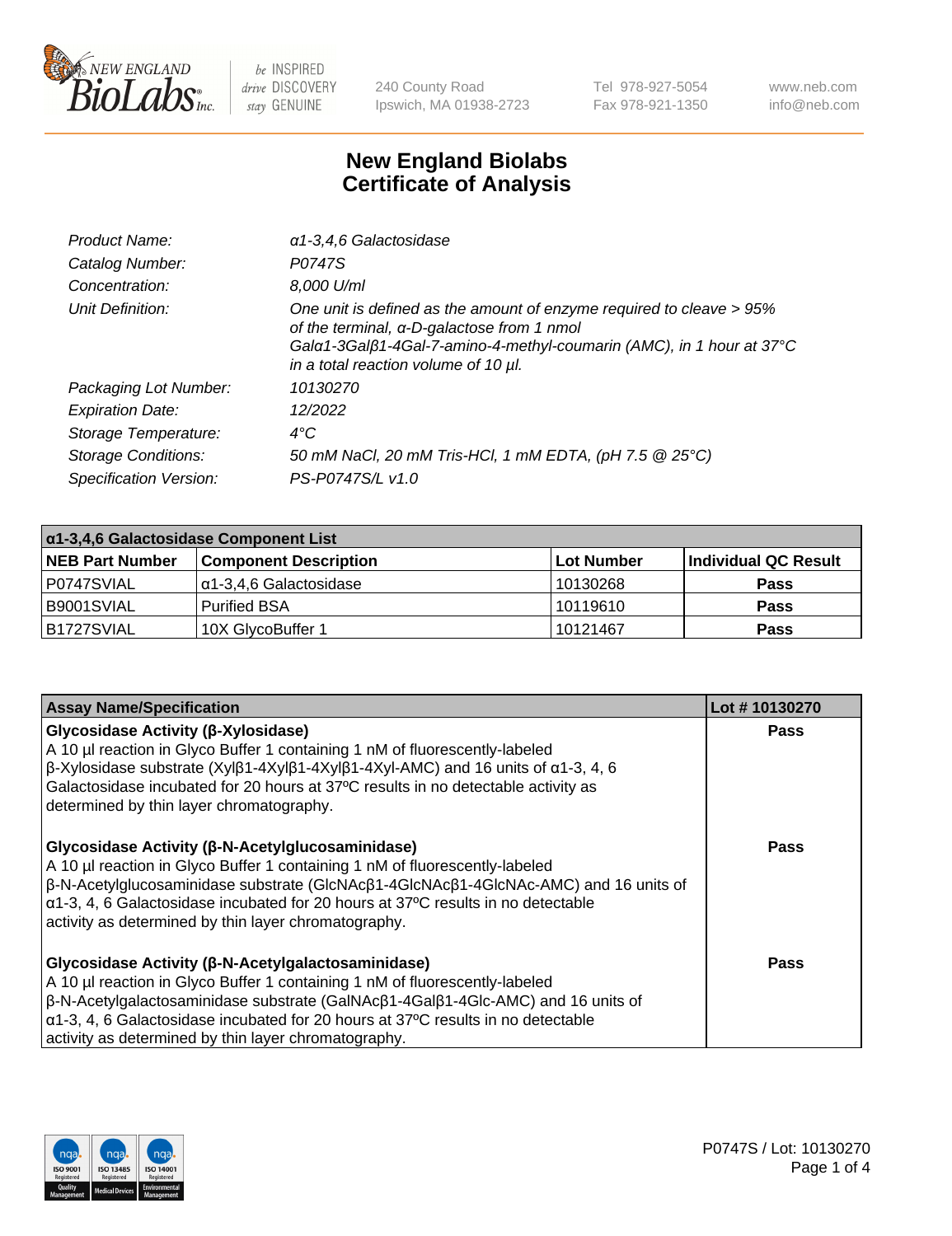# New England Biolabs Certificate of Analysis

| | |
|---|---|
| *Product Name:* | *α1-3,4,6 Galactosidase* |
| *Catalog Number:* | *P0747S* |
| *Concentration:* | *8,000 U/ml* |
| *Unit Definition:* | *One unit is defined as the amount of enzyme required to cleave > 95% of the terminal, α-D-galactose from 1 nmol Galα1-3Galβ1-4Gal-7-amino-4-methyl-coumarin (AMC), in 1 hour at 37°C in a total reaction volume of 10 µl.* |
| *Packaging Lot Number:* | *10130270* |
| *Expiration Date:* | *12/2022* |
| *Storage Temperature:* | *4°C* |
| *Storage Conditions:* | *50 mM NaCl, 20 mM Tris-HCl, 1 mM EDTA, (pH 7.5 @ 25°C)* |
| *Specification Version:* | *PS-P0747S/L v1.0* |

| α1-3,4,6 Galactosidase Component List | | | |
|---|---|---|---|
| **NEB Part Number** | **Component Description** | **Lot Number** | **Individual QC Result** |
| P0747SVIAL | α1-3,4,6 Galactosidase | 10130268 | **Pass** |
| B9001SVIAL | Purified BSA | 10119610 | **Pass** |
| B1727SVIAL | 10X GlycoBuffer 1 | 10121467 | **Pass** |

| Assay Name/Specification | Lot # 10130270 |
|---|---|
| **Glycosidase Activity (β-Xylosidase)**<br>A 10 µl reaction in Glyco Buffer 1 containing 1 nM of fluorescently-labeled β-Xylosidase substrate (Xylβ1-4Xylβ1-4Xylβ1-4Xyl-AMC) and 16 units of α1-3, 4, 6 Galactosidase incubated for 20 hours at 37ºC results in no detectable activity as determined by thin layer chromatography. | **Pass** |
| **Glycosidase Activity (β-N-Acetylglucosaminidase)**<br>A 10 µl reaction in Glyco Buffer 1 containing 1 nM of fluorescently-labeled β-N-Acetylglucosaminidase substrate (GlcNAcβ1-4GlcNAcβ1-4GlcNAc-AMC) and 16 units of α1-3, 4, 6 Galactosidase incubated for 20 hours at 37ºC results in no detectable activity as determined by thin layer chromatography. | **Pass** |
| **Glycosidase Activity (β-N-Acetylgalactosaminidase)**<br>A 10 µl reaction in Glyco Buffer 1 containing 1 nM of fluorescently-labeled β-N-Acetylgalactosaminidase substrate (GalNAcβ1-4Galβ1-4Glc-AMC) and 16 units of α1-3, 4, 6 Galactosidase incubated for 20 hours at 37ºC results in no detectable activity as determined by thin layer chromatography. | **Pass** |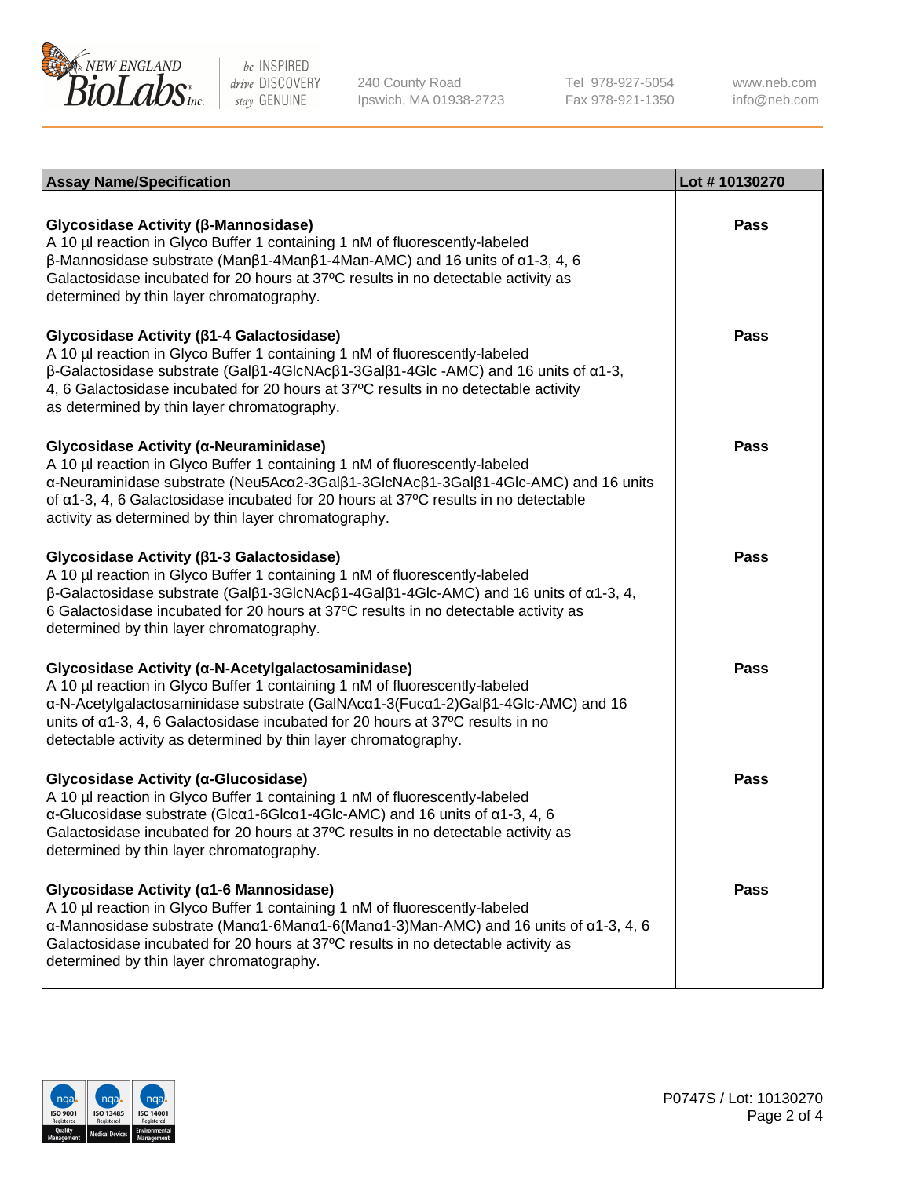| Assay Name/Specification | Lot # 10130270 |
|---|---|
| **Glycosidase Activity (β-Mannosidase)**<br>A 10 µl reaction in Glyco Buffer 1 containing 1 nM of fluorescently-labeled β-Mannosidase substrate (Manβ1-4Manβ1-4Man-AMC) and 16 units of α1-3, 4, 6 Galactosidase incubated for 20 hours at 37ºC results in no detectable activity as determined by thin layer chromatography. | Pass |
| **Glycosidase Activity (β1-4 Galactosidase)**<br>A 10 µl reaction in Glyco Buffer 1 containing 1 nM of fluorescently-labeled β-Galactosidase substrate (Galβ1-4GlcNAcβ1-3Galβ1-4Glc -AMC) and 16 units of α1-3, 4, 6 Galactosidase incubated for 20 hours at 37ºC results in no detectable activity as determined by thin layer chromatography. | Pass |
| **Glycosidase Activity (α-Neuraminidase)**<br>A 10 µl reaction in Glyco Buffer 1 containing 1 nM of fluorescently-labeled α-Neuraminidase substrate (Neu5Acα2-3Galβ1-3GlcNAcβ1-3Galβ1-4Glc-AMC) and 16 units of α1-3, 4, 6 Galactosidase incubated for 20 hours at 37ºC results in no detectable activity as determined by thin layer chromatography. | Pass |
| **Glycosidase Activity (β1-3 Galactosidase)**<br>A 10 µl reaction in Glyco Buffer 1 containing 1 nM of fluorescently-labeled β-Galactosidase substrate (Galβ1-3GlcNAcβ1-4Galβ1-4Glc-AMC) and 16 units of α1-3, 4, 6 Galactosidase incubated for 20 hours at 37ºC results in no detectable activity as determined by thin layer chromatography. | Pass |
| **Glycosidase Activity (α-N-Acetylgalactosaminidase)**<br>A 10 µl reaction in Glyco Buffer 1 containing 1 nM of fluorescently-labeled α-N-Acetylgalactosaminidase substrate (GalNAcα1-3(Fucα1-2)Galβ1-4Glc-AMC) and 16 units of α1-3, 4, 6 Galactosidase incubated for 20 hours at 37ºC results in no detectable activity as determined by thin layer chromatography. | Pass |
| **Glycosidase Activity (α-Glucosidase)**<br>A 10 µl reaction in Glyco Buffer 1 containing 1 nM of fluorescently-labeled α-Glucosidase substrate (Glcα1-6Glcα1-4Glc-AMC) and 16 units of α1-3, 4, 6 Galactosidase incubated for 20 hours at 37ºC results in no detectable activity as determined by thin layer chromatography. | Pass |
| **Glycosidase Activity (α1-6 Mannosidase)**<br>A 10 µl reaction in Glyco Buffer 1 containing 1 nM of fluorescently-labeled α-Mannosidase substrate (Manα1-6Manα1-6(Manα1-3)Man-AMC) and 16 units of α1-3, 4, 6 Galactosidase incubated for 20 hours at 37ºC results in no detectable activity as determined by thin layer chromatography. | Pass |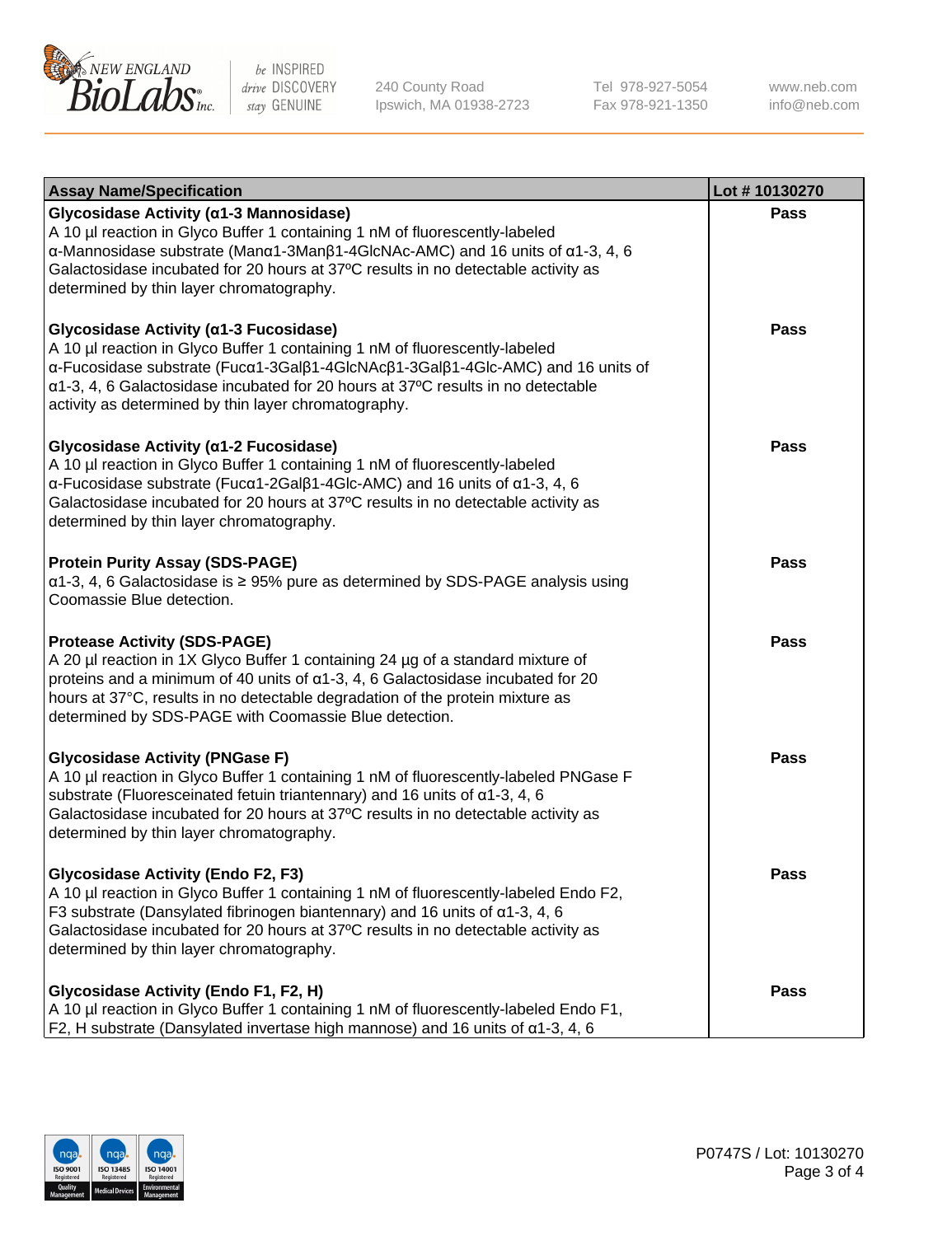| Assay Name/Specification | Lot # 10130270 |
|---|---|
| **Glycosidase Activity (α1-3 Mannosidase)**<br>A 10 µl reaction in Glyco Buffer 1 containing 1 nM of fluorescently-labeled α-Mannosidase substrate (Manα1-3Manβ1-4GlcNAc-AMC) and 16 units of α1-3, 4, 6 Galactosidase incubated for 20 hours at 37ºC results in no detectable activity as determined by thin layer chromatography. | Pass |
| **Glycosidase Activity (α1-3 Fucosidase)**<br>A 10 µl reaction in Glyco Buffer 1 containing 1 nM of fluorescently-labeled α-Fucosidase substrate (Fucα1-3Galβ1-4GlcNAcβ1-3Galβ1-4Glc-AMC) and 16 units of α1-3, 4, 6 Galactosidase incubated for 20 hours at 37ºC results in no detectable activity as determined by thin layer chromatography. | Pass |
| **Glycosidase Activity (α1-2 Fucosidase)**<br>A 10 µl reaction in Glyco Buffer 1 containing 1 nM of fluorescently-labeled α-Fucosidase substrate (Fucα1-2Galβ1-4Glc-AMC) and 16 units of α1-3, 4, 6 Galactosidase incubated for 20 hours at 37ºC results in no detectable activity as determined by thin layer chromatography. | Pass |
| **Protein Purity Assay (SDS-PAGE)**<br>α1-3, 4, 6 Galactosidase is ≥ 95% pure as determined by SDS-PAGE analysis using Coomassie Blue detection. | Pass |
| **Protease Activity (SDS-PAGE)**<br>A 20 µl reaction in 1X Glyco Buffer 1 containing 24 µg of a standard mixture of proteins and a minimum of 40 units of α1-3, 4, 6 Galactosidase incubated for 20 hours at 37°C, results in no detectable degradation of the protein mixture as determined by SDS-PAGE with Coomassie Blue detection. | Pass |
| **Glycosidase Activity (PNGase F)**<br>A 10 µl reaction in Glyco Buffer 1 containing 1 nM of fluorescently-labeled PNGase F substrate (Fluoresceinated fetuin triantennary) and 16 units of α1-3, 4, 6 Galactosidase incubated for 20 hours at 37ºC results in no detectable activity as determined by thin layer chromatography. | Pass |
| **Glycosidase Activity (Endo F2, F3)**<br>A 10 µl reaction in Glyco Buffer 1 containing 1 nM of fluorescently-labeled Endo F2, F3 substrate (Dansylated fibrinogen biantennary) and 16 units of α1-3, 4, 6 Galactosidase incubated for 20 hours at 37ºC results in no detectable activity as determined by thin layer chromatography. | Pass |
| **Glycosidase Activity (Endo F1, F2, H)**<br>A 10 µl reaction in Glyco Buffer 1 containing 1 nM of fluorescently-labeled Endo F1, F2, H substrate (Dansylated invertase high mannose) and 16 units of α1-3, 4, 6 | Pass |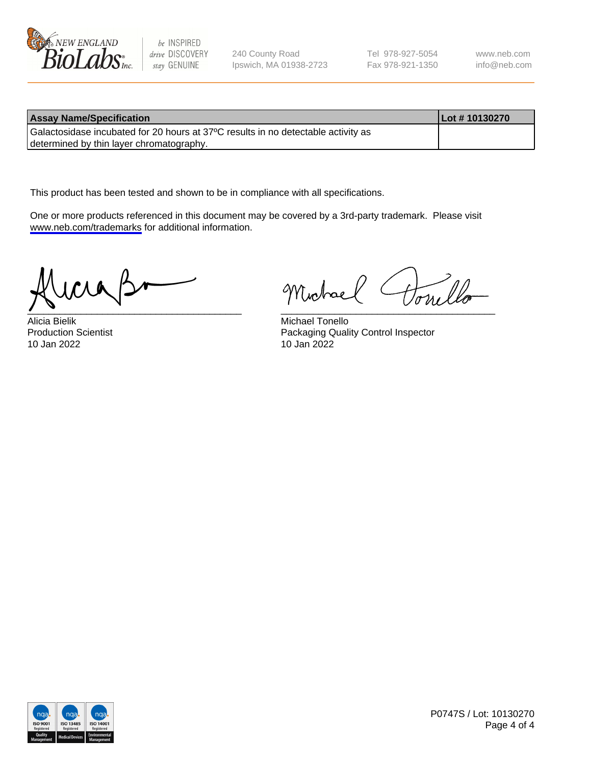| Assay Name/Specification | Lot # 10130270 |
| --- | --- |
| Galactosidase incubated for 20 hours at 37ºC results in no detectable activity as determined by thin layer chromatography. | |

This product has been tested and shown to be in compliance with all specifications.

One or more products referenced in this document may be covered by a 3rd-party trademark. Please visit www.neb.com/trademarks for additional information.

Alicia Bielik
Production Scientist
10 Jan 2022

Michael Tonello
Packaging Quality Control Inspector
10 Jan 2022

P0747S / Lot: 10130270